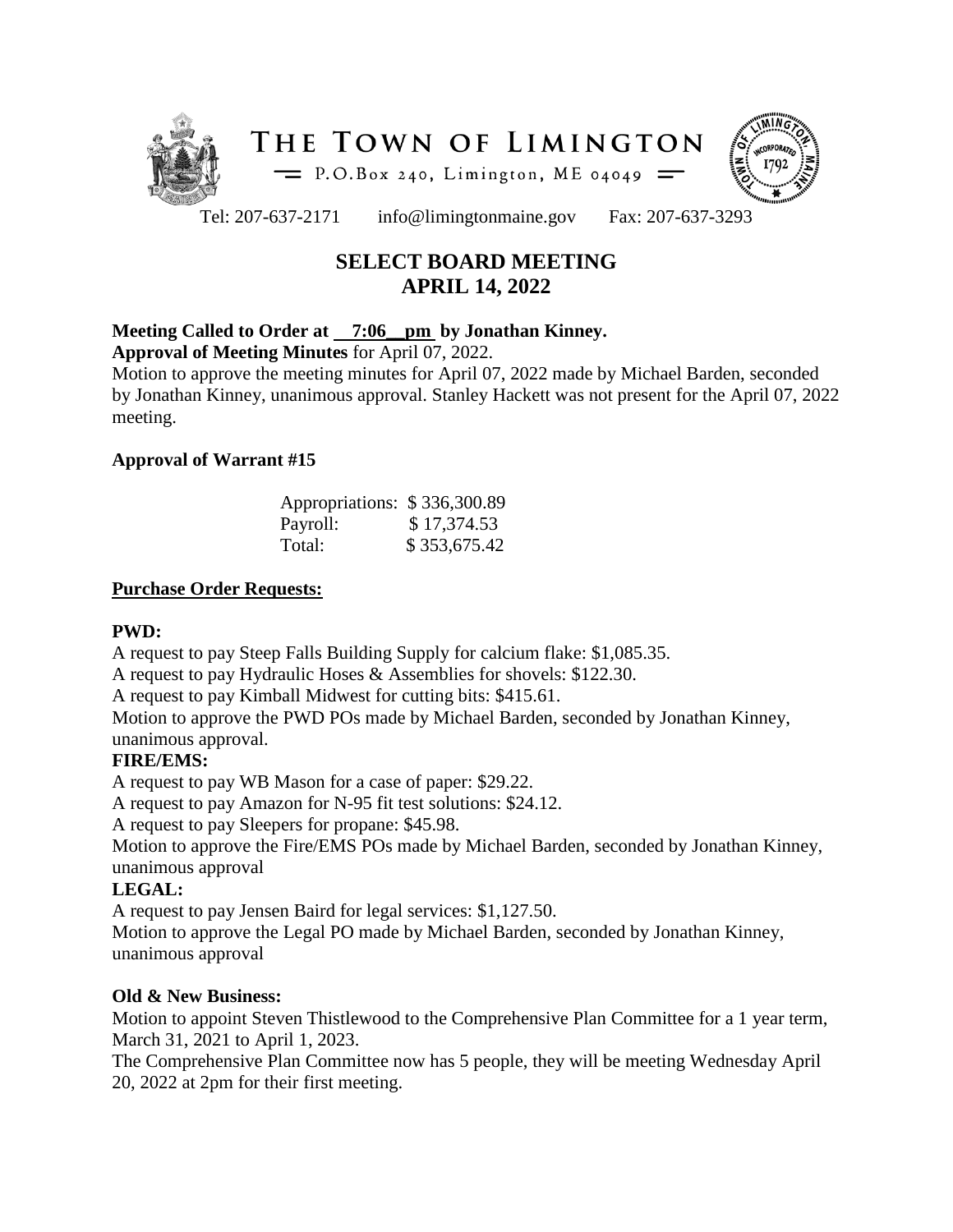# THE TOWN OF LIMINGTON

P.O.Box 240, Limington, ME 04049

Tel: 207-637-2171 info@limingtonmaine.gov Fax: 207-637-3293

## SELECT BOARD MEETING
## APRIL 14, 2022

**Meeting Called to Order at 7:06 pm by Jonathan Kinney.**

**Approval of Meeting Minutes** for April 07, 2022.

Motion to approve the meeting minutes for April 07, 2022 made by Michael Barden, seconded by Jonathan Kinney, unanimous approval. Stanley Hackett was not present for the April 07, 2022 meeting.

### Approval of Warrant #15

| | |
|---|---|
| Appropriations: | $ 336,300.89 |
| Payroll: | $ 17,374.53 |
| Total: | $ 353,675.42 |

### Purchase Order Requests:

**PWD:**

A request to pay Steep Falls Building Supply for calcium flake: $1,085.35.

A request to pay Hydraulic Hoses & Assemblies for shovels: $122.30.

A request to pay Kimball Midwest for cutting bits: $415.61.

Motion to approve the PWD POs made by Michael Barden, seconded by Jonathan Kinney, unanimous approval.

**FIRE/EMS:**

A request to pay WB Mason for a case of paper: $29.22.

A request to pay Amazon for N-95 fit test solutions: $24.12.

A request to pay Sleepers for propane: $45.98.

Motion to approve the Fire/EMS POs made by Michael Barden, seconded by Jonathan Kinney, unanimous approval

**LEGAL:**

A request to pay Jensen Baird for legal services: $1,127.50.

Motion to approve the Legal PO made by Michael Barden, seconded by Jonathan Kinney, unanimous approval

### Old & New Business:

Motion to appoint Steven Thistlewood to the Comprehensive Plan Committee for a 1 year term, March 31, 2021 to April 1, 2023.

The Comprehensive Plan Committee now has 5 people, they will be meeting Wednesday April 20, 2022 at 2pm for their first meeting.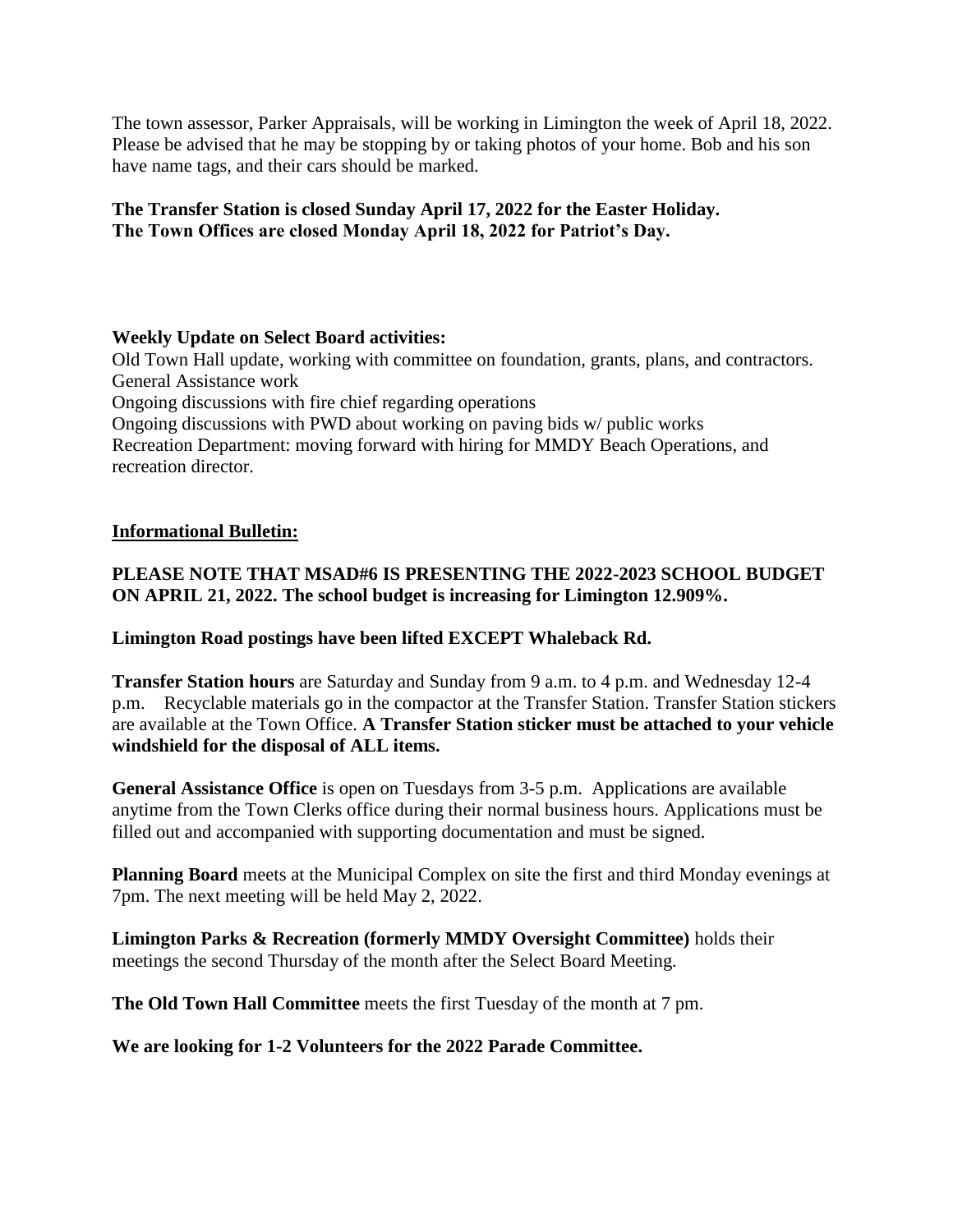The town assessor, Parker Appraisals, will be working in Limington the week of April 18, 2022. Please be advised that he may be stopping by or taking photos of your home. Bob and his son have name tags, and their cars should be marked.

**The Transfer Station is closed Sunday April 17, 2022 for the Easter Holiday.**
**The Town Offices are closed Monday April 18, 2022 for Patriot's Day.**

**Weekly Update on Select Board activities:**

Old Town Hall update, working with committee on foundation, grants, plans, and contractors.
General Assistance work
Ongoing discussions with fire chief regarding operations
Ongoing discussions with PWD about working on paving bids w/ public works
Recreation Department: moving forward with hiring for MMDY Beach Operations, and recreation director.

**<u>Informational Bulletin:</u>**

**PLEASE NOTE THAT MSAD#6 IS PRESENTING THE 2022-2023 SCHOOL BUDGET ON APRIL 21, 2022. The school budget is increasing for Limington 12.909%.**

**Limington Road postings have been lifted EXCEPT Whaleback Rd.**

**Transfer Station hours** are Saturday and Sunday from 9 a.m. to 4 p.m. and Wednesday 12-4 p.m. Recyclable materials go in the compactor at the Transfer Station. Transfer Station stickers are available at the Town Office. **A Transfer Station sticker must be attached to your vehicle windshield for the disposal of ALL items.**

**General Assistance Office** is open on Tuesdays from 3-5 p.m. Applications are available anytime from the Town Clerks office during their normal business hours. Applications must be filled out and accompanied with supporting documentation and must be signed.

**Planning Board** meets at the Municipal Complex on site the first and third Monday evenings at 7pm. The next meeting will be held May 2, 2022.

**Limington Parks & Recreation (formerly MMDY Oversight Committee)** holds their meetings the second Thursday of the month after the Select Board Meeting.

**The Old Town Hall Committee** meets the first Tuesday of the month at 7 pm.

**We are looking for 1-2 Volunteers for the 2022 Parade Committee.**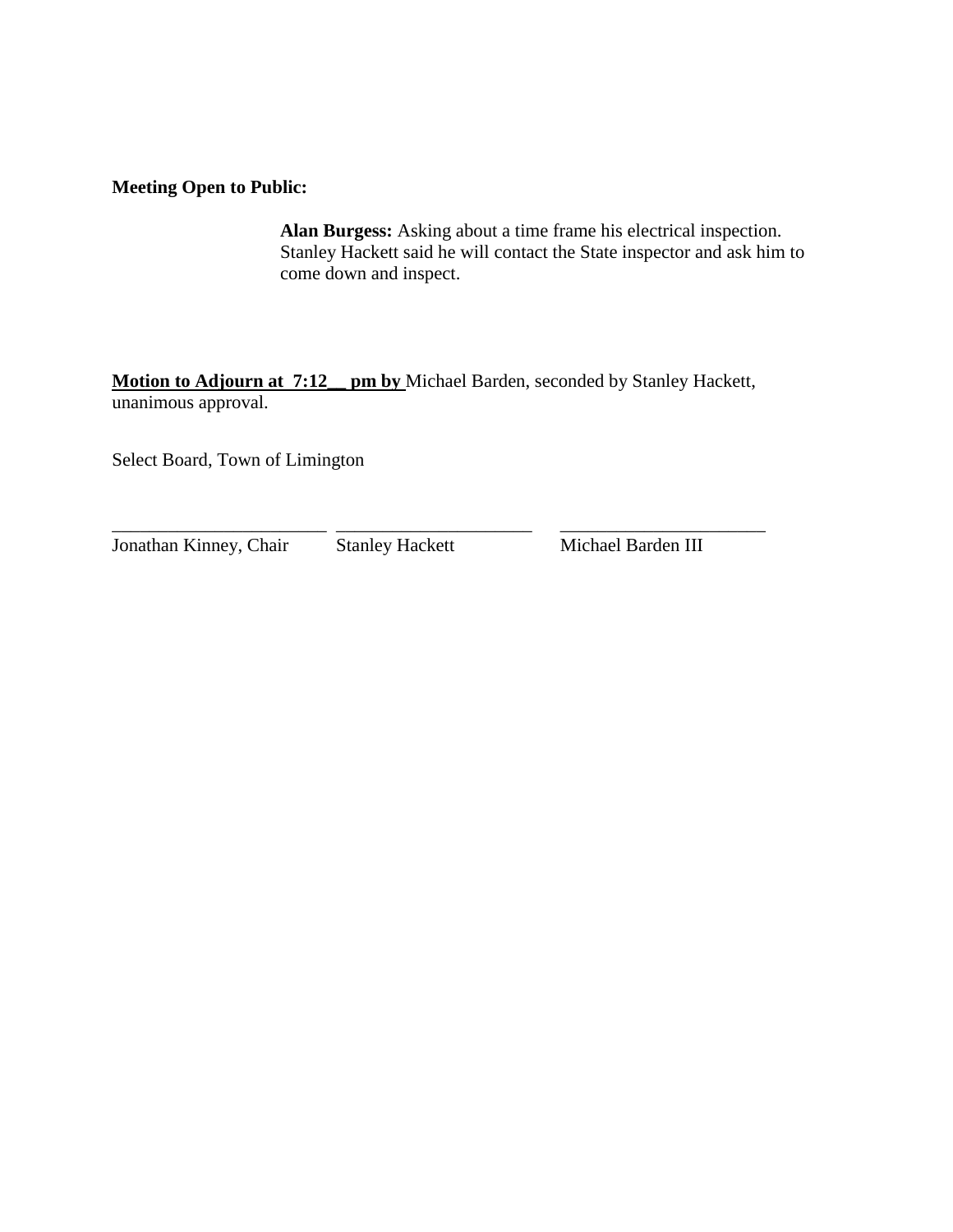**Meeting Open to Public:**

> **Alan Burgess:** Asking about a time frame his electrical inspection. Stanley Hackett said he will contact the State inspector and ask him to come down and inspect.

**<u>Motion to Adjourn at 7:12__ pm by</u>** Michael Barden, seconded by Stanley Hackett, unanimous approval.

Select Board, Town of Limington

| | | |
|---|---|---|
| _______________________ | _____________________ | ______________________ |
| Jonathan Kinney, Chair | Stanley Hackett | Michael Barden III |